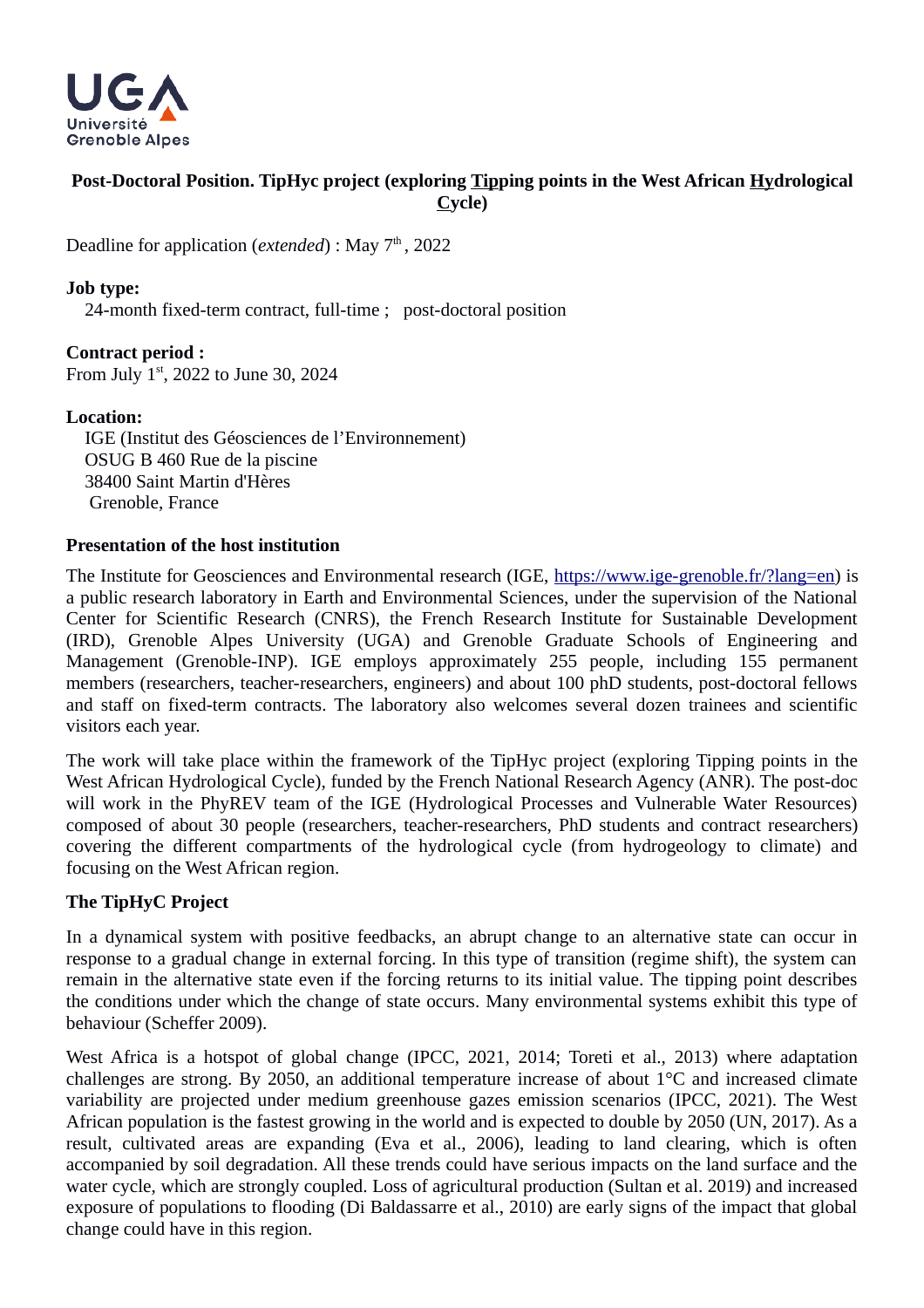UGA Université Grenoble Alpes

# Post-Doctoral Position. TipHyc project (exploring Tipping points in the West African Hydrological Cycle)

Deadline for application (*extended*) : May 7th , 2022

**Job type:**
24-month fixed-term contract, full-time ; post-doctoral position

**Contract period :**
From July 1st, 2022 to June 30, 2024

**Location:**
IGE (Institut des Géosciences de l'Environnement)
OSUG B 460 Rue de la piscine
38400 Saint Martin d'Hères
Grenoble, France

## Presentation of the host institution

The Institute for Geosciences and Environmental research (IGE, https://www.ige-grenoble.fr/?lang=en) is a public research laboratory in Earth and Environmental Sciences, under the supervision of the National Center for Scientific Research (CNRS), the French Research Institute for Sustainable Development (IRD), Grenoble Alpes University (UGA) and Grenoble Graduate Schools of Engineering and Management (Grenoble-INP). IGE employs approximately 255 people, including 155 permanent members (researchers, teacher-researchers, engineers) and about 100 phD students, post-doctoral fellows and staff on fixed-term contracts. The laboratory also welcomes several dozen trainees and scientific visitors each year.

The work will take place within the framework of the TipHyc project (exploring Tipping points in the West African Hydrological Cycle), funded by the French National Research Agency (ANR). The post-doc will work in the PhyREV team of the IGE (Hydrological Processes and Vulnerable Water Resources) composed of about 30 people (researchers, teacher-researchers, PhD students and contract researchers) covering the different compartments of the hydrological cycle (from hydrogeology to climate) and focusing on the West African region.

## The TipHyC Project

In a dynamical system with positive feedbacks, an abrupt change to an alternative state can occur in response to a gradual change in external forcing. In this type of transition (regime shift), the system can remain in the alternative state even if the forcing returns to its initial value. The tipping point describes the conditions under which the change of state occurs. Many environmental systems exhibit this type of behaviour (Scheffer 2009).

West Africa is a hotspot of global change (IPCC, 2021, 2014; Toreti et al., 2013) where adaptation challenges are strong. By 2050, an additional temperature increase of about 1°C and increased climate variability are projected under medium greenhouse gazes emission scenarios (IPCC, 2021). The West African population is the fastest growing in the world and is expected to double by 2050 (UN, 2017). As a result, cultivated areas are expanding (Eva et al., 2006), leading to land clearing, which is often accompanied by soil degradation. All these trends could have serious impacts on the land surface and the water cycle, which are strongly coupled. Loss of agricultural production (Sultan et al. 2019) and increased exposure of populations to flooding (Di Baldassarre et al., 2010) are early signs of the impact that global change could have in this region.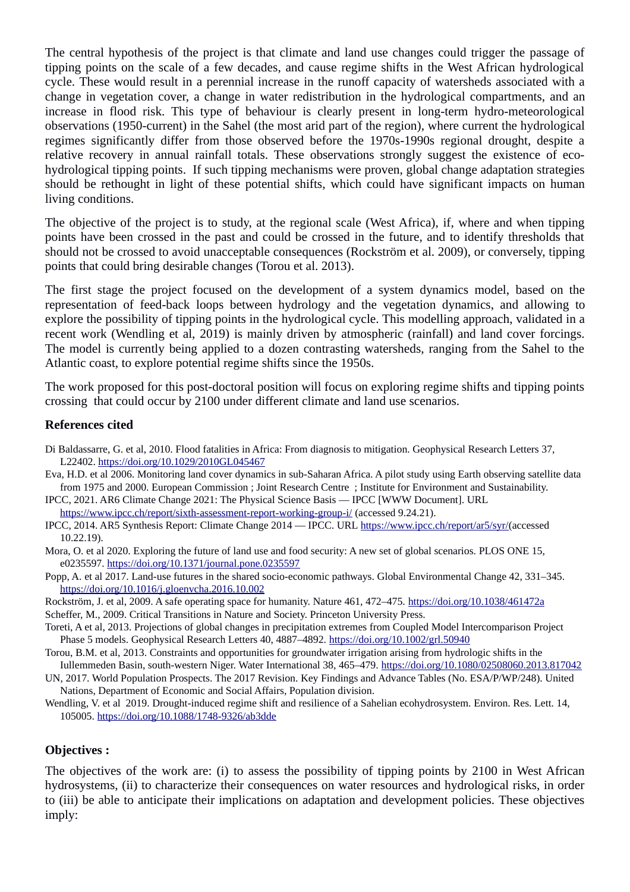The central hypothesis of the project is that climate and land use changes could trigger the passage of tipping points on the scale of a few decades, and cause regime shifts in the West African hydrological cycle. These would result in a perennial increase in the runoff capacity of watersheds associated with a change in vegetation cover, a change in water redistribution in the hydrological compartments, and an increase in flood risk. This type of behaviour is clearly present in long-term hydro-meteorological observations (1950-current) in the Sahel (the most arid part of the region), where current the hydrological regimes significantly differ from those observed before the 1970s-1990s regional drought, despite a relative recovery in annual rainfall totals. These observations strongly suggest the existence of eco-hydrological tipping points. If such tipping mechanisms were proven, global change adaptation strategies should be rethought in light of these potential shifts, which could have significant impacts on human living conditions.

The objective of the project is to study, at the regional scale (West Africa), if, where and when tipping points have been crossed in the past and could be crossed in the future, and to identify thresholds that should not be crossed to avoid unacceptable consequences (Rockström et al. 2009), or conversely, tipping points that could bring desirable changes (Torou et al. 2013).

The first stage the project focused on the development of a system dynamics model, based on the representation of feed-back loops between hydrology and the vegetation dynamics, and allowing to explore the possibility of tipping points in the hydrological cycle. This modelling approach, validated in a recent work (Wendling et al, 2019) is mainly driven by atmospheric (rainfall) and land cover forcings. The model is currently being applied to a dozen contrasting watersheds, ranging from the Sahel to the Atlantic coast, to explore potential regime shifts since the 1950s.

The work proposed for this post-doctoral position will focus on exploring regime shifts and tipping points crossing that could occur by 2100 under different climate and land use scenarios.

### References cited

Di Baldassarre, G. et al, 2010. Flood fatalities in Africa: From diagnosis to mitigation. Geophysical Research Letters 37, L22402. https://doi.org/10.1029/2010GL045467

Eva, H.D. et al 2006. Monitoring land cover dynamics in sub-Saharan Africa. A pilot study using Earth observing satellite data from 1975 and 2000. European Commission ; Joint Research Centre ; Institute for Environment and Sustainability.

IPCC, 2021. AR6 Climate Change 2021: The Physical Science Basis — IPCC [WWW Document]. URL https://www.ipcc.ch/report/sixth-assessment-report-working-group-i/ (accessed 9.24.21).

IPCC, 2014. AR5 Synthesis Report: Climate Change 2014 — IPCC. URL https://www.ipcc.ch/report/ar5/syr/(accessed 10.22.19).

Mora, O. et al 2020. Exploring the future of land use and food security: A new set of global scenarios. PLOS ONE 15, e0235597. https://doi.org/10.1371/journal.pone.0235597

Popp, A. et al 2017. Land-use futures in the shared socio-economic pathways. Global Environmental Change 42, 331–345. https://doi.org/10.1016/j.gloenvcha.2016.10.002

Rockström, J. et al, 2009. A safe operating space for humanity. Nature 461, 472–475. https://doi.org/10.1038/461472a

Scheffer, M., 2009. Critical Transitions in Nature and Society. Princeton University Press.

Toreti, A et al, 2013. Projections of global changes in precipitation extremes from Coupled Model Intercomparison Project Phase 5 models. Geophysical Research Letters 40, 4887–4892. https://doi.org/10.1002/grl.50940

Torou, B.M. et al, 2013. Constraints and opportunities for groundwater irrigation arising from hydrologic shifts in the Iullemmeden Basin, south-western Niger. Water International 38, 465–479. https://doi.org/10.1080/02508060.2013.817042

UN, 2017. World Population Prospects. The 2017 Revision. Key Findings and Advance Tables (No. ESA/P/WP/248). United Nations, Department of Economic and Social Affairs, Population division.

Wendling, V. et al 2019. Drought-induced regime shift and resilience of a Sahelian ecohydrosystem. Environ. Res. Lett. 14, 105005. https://doi.org/10.1088/1748-9326/ab3dde

### Objectives :

The objectives of the work are: (i) to assess the possibility of tipping points by 2100 in West African hydrosystems, (ii) to characterize their consequences on water resources and hydrological risks, in order to (iii) be able to anticipate their implications on adaptation and development policies. These objectives imply: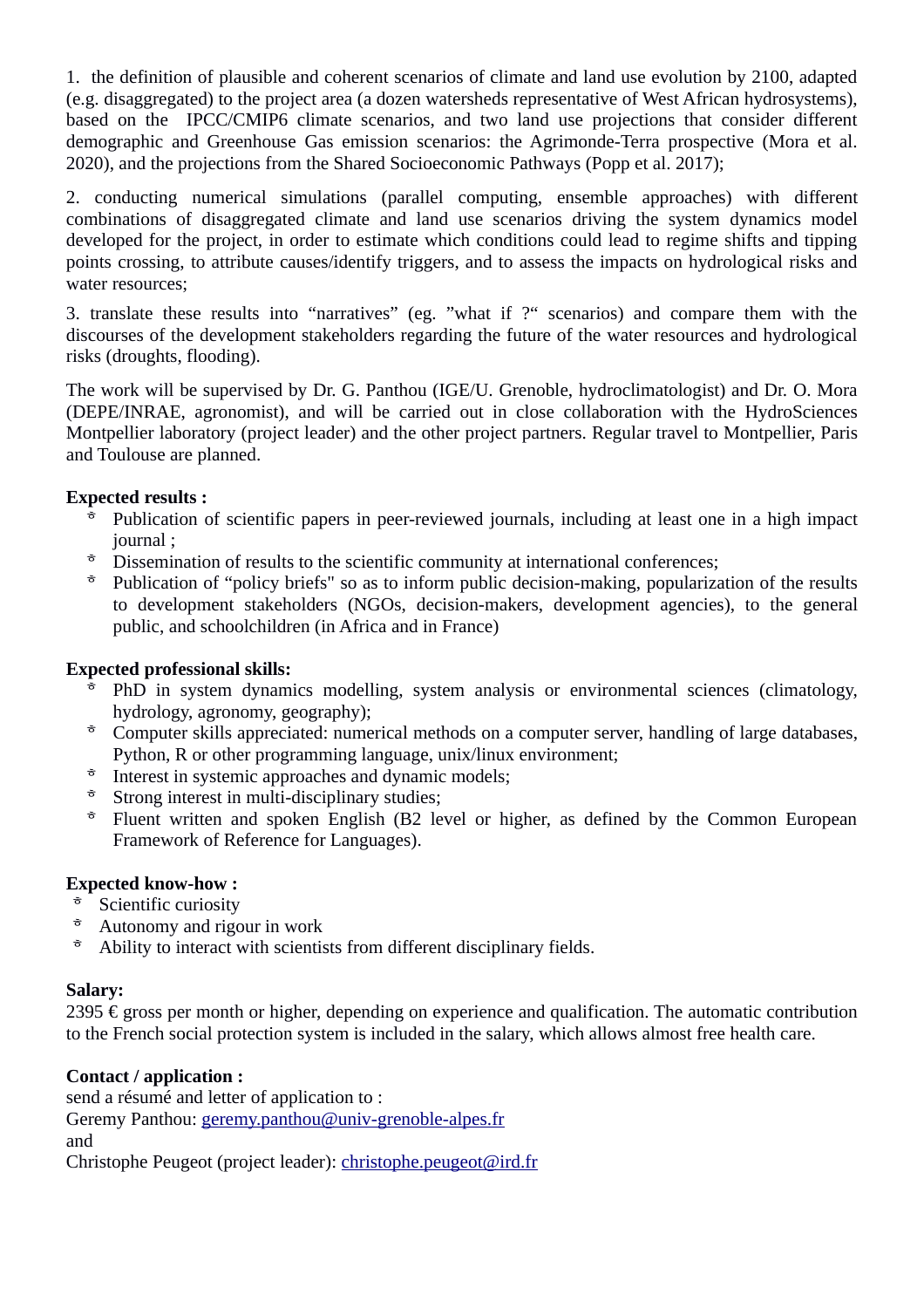1. the definition of plausible and coherent scenarios of climate and land use evolution by 2100, adapted (e.g. disaggregated) to the project area (a dozen watersheds representative of West African hydrosystems), based on the IPCC/CMIP6 climate scenarios, and two land use projections that consider different demographic and Greenhouse Gas emission scenarios: the Agrimonde-Terra prospective (Mora et al. 2020), and the projections from the Shared Socioeconomic Pathways (Popp et al. 2017);

2. conducting numerical simulations (parallel computing, ensemble approaches) with different combinations of disaggregated climate and land use scenarios driving the system dynamics model developed for the project, in order to estimate which conditions could lead to regime shifts and tipping points crossing, to attribute causes/identify triggers, and to assess the impacts on hydrological risks and water resources;

3. translate these results into "narratives" (eg. "what if ?" scenarios) and compare them with the discourses of the development stakeholders regarding the future of the water resources and hydrological risks (droughts, flooding).

The work will be supervised by Dr. G. Panthou (IGE/U. Grenoble, hydroclimatologist) and Dr. O. Mora (DEPE/INRAE, agronomist), and will be carried out in close collaboration with the HydroSciences Montpellier laboratory (project leader) and the other project partners. Regular travel to Montpellier, Paris and Toulouse are planned.

**Expected results :**

- Publication of scientific papers in peer-reviewed journals, including at least one in a high impact journal ;
- Dissemination of results to the scientific community at international conferences;
- Publication of "policy briefs" so as to inform public decision-making, popularization of the results to development stakeholders (NGOs, decision-makers, development agencies), to the general public, and schoolchildren (in Africa and in France)

**Expected professional skills:**

- PhD in system dynamics modelling, system analysis or environmental sciences (climatology, hydrology, agronomy, geography);
- Computer skills appreciated: numerical methods on a computer server, handling of large databases, Python, R or other programming language, unix/linux environment;
- Interest in systemic approaches and dynamic models;
- Strong interest in multi-disciplinary studies;
- Fluent written and spoken English (B2 level or higher, as defined by the Common European Framework of Reference for Languages).

**Expected know-how :**

- Scientific curiosity
- Autonomy and rigour in work
- Ability to interact with scientists from different disciplinary fields.

**Salary:**

2395 € gross per month or higher, depending on experience and qualification. The automatic contribution to the French social protection system is included in the salary, which allows almost free health care.

**Contact / application :**

send a résumé and letter of application to :
Geremy Panthou: geremy.panthou@univ-grenoble-alpes.fr
and
Christophe Peugeot (project leader): christophe.peugeot@ird.fr